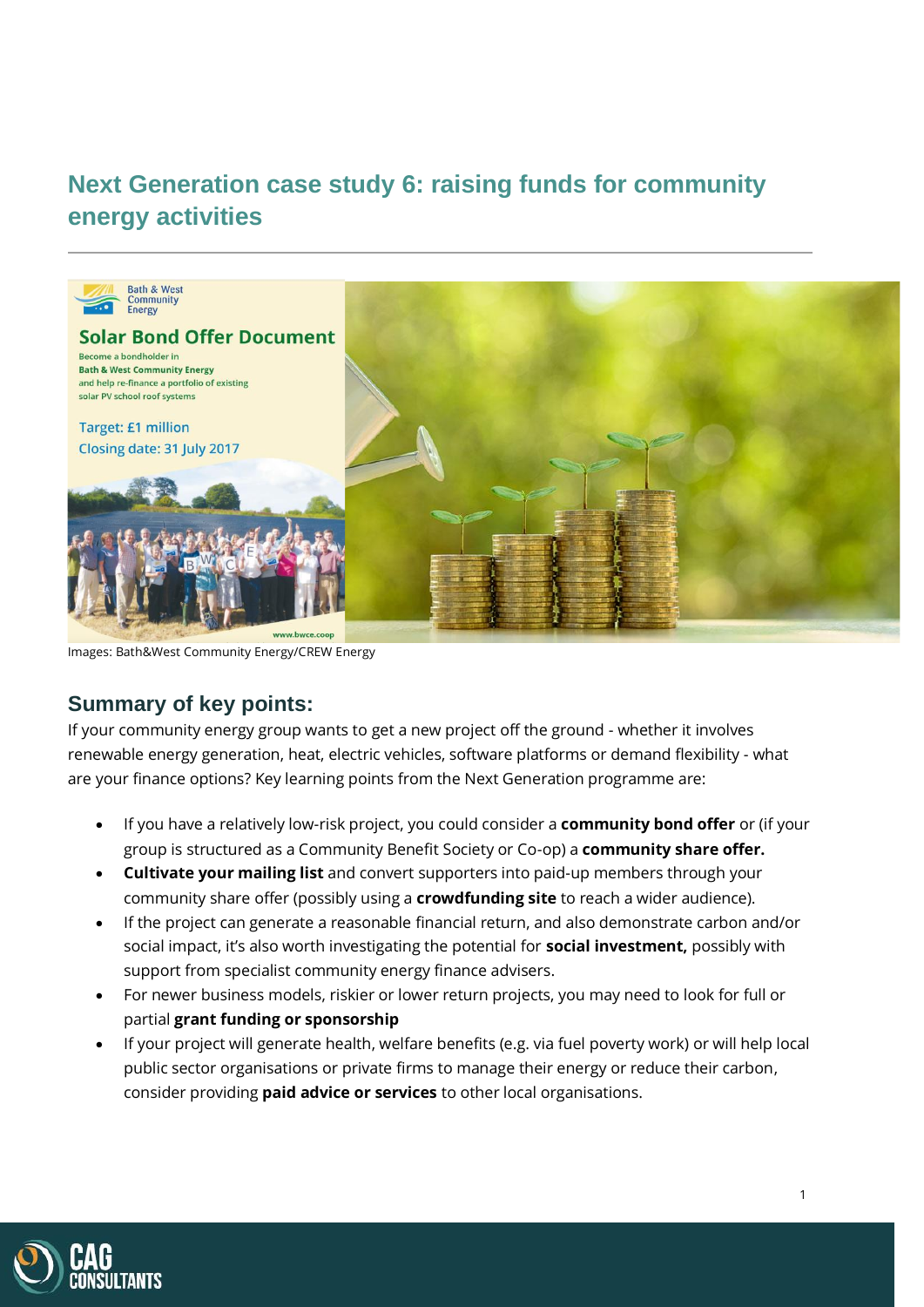# Next Generation case study 6: raising funds for community energy activities

Images: Bath&West Community Energy/CREW Energy

## Summary of key points:

If your community energy group wants to get a new project off the ground - whether it involves renewable energy generation, heat, electric vehicles, software platforms or demand flexibility - what are your finance options? Key learning points from the Next Generation programme are:

- If you have a relatively low-risk project, you could consider a **community bond offer** or (if your group is structured as a Community Benefit Society or Co-op) a **community share offer.**
- **Cultivate your mailing list** and convert supporters into paid-up members through your community share offer (possibly using a **crowdfunding site** to reach a wider audience).
- If the project can generate a reasonable financial return, and also demonstrate carbon and/or social impact, it's also worth investigating the potential for **social investment,** possibly with support from specialist community energy finance advisers.
- For newer business models, riskier or lower return projects, you may need to look for full or partial **grant funding or sponsorship**
- If your project will generate health, welfare benefits (e.g. via fuel poverty work) or will help local public sector organisations or private firms to manage their energy or reduce their carbon, consider providing **paid advice or services** to other local organisations.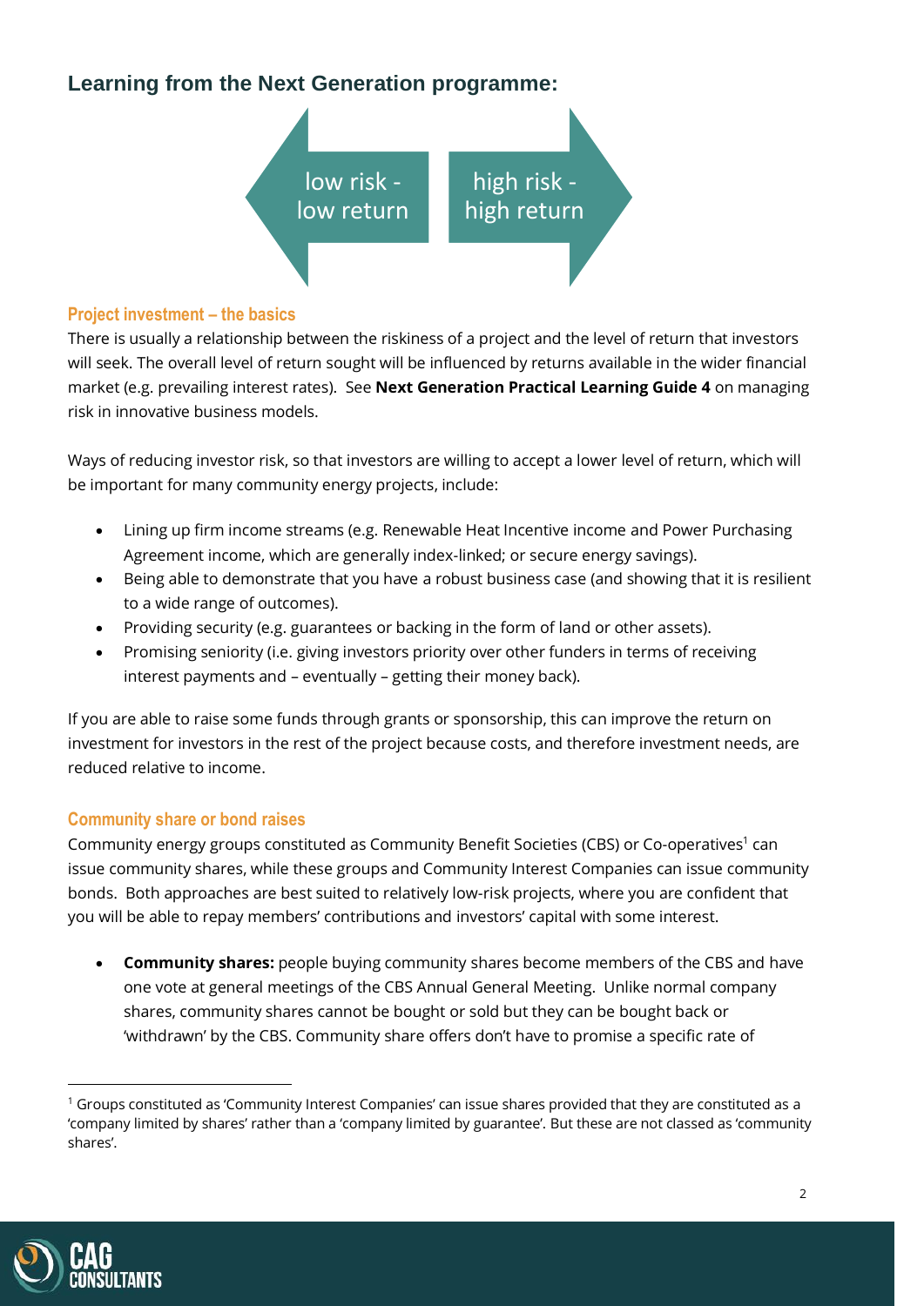## Learning from the Next Generation programme:

low risk - low return | high risk - high return

### Project investment – the basics

There is usually a relationship between the riskiness of a project and the level of return that investors will seek. The overall level of return sought will be influenced by returns available in the wider financial market (e.g. prevailing interest rates). See **Next Generation Practical Learning Guide 4** on managing risk in innovative business models.

Ways of reducing investor risk, so that investors are willing to accept a lower level of return, which will be important for many community energy projects, include:

- Lining up firm income streams (e.g. Renewable Heat Incentive income and Power Purchasing Agreement income, which are generally index-linked; or secure energy savings).
- Being able to demonstrate that you have a robust business case (and showing that it is resilient to a wide range of outcomes).
- Providing security (e.g. guarantees or backing in the form of land or other assets).
- Promising seniority (i.e. giving investors priority over other funders in terms of receiving interest payments and – eventually – getting their money back).

If you are able to raise some funds through grants or sponsorship, this can improve the return on investment for investors in the rest of the project because costs, and therefore investment needs, are reduced relative to income.

### Community share or bond raises

Community energy groups constituted as Community Benefit Societies (CBS) or Co-operatives[1] can issue community shares, while these groups and Community Interest Companies can issue community bonds. Both approaches are best suited to relatively low-risk projects, where you are confident that you will be able to repay members' contributions and investors' capital with some interest.

- **Community shares:** people buying community shares become members of the CBS and have one vote at general meetings of the CBS Annual General Meeting. Unlike normal company shares, community shares cannot be bought or sold but they can be bought back or 'withdrawn' by the CBS. Community share offers don't have to promise a specific rate of

[1] Groups constituted as 'Community Interest Companies' can issue shares provided that they are constituted as a 'company limited by shares' rather than a 'company limited by guarantee'. But these are not classed as 'community shares'.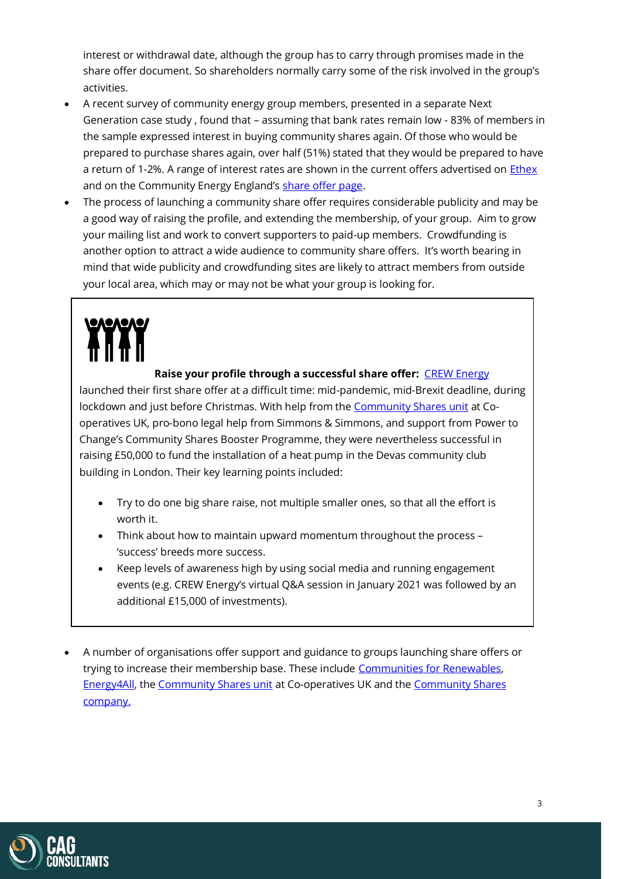interest or withdrawal date, although the group has to carry through promises made in the share offer document. So shareholders normally carry some of the risk involved in the group's activities.

- A recent survey of community energy group members, presented in a separate Next Generation case study , found that – assuming that bank rates remain low - 83% of members in the sample expressed interest in buying community shares again. Of those who would be prepared to purchase shares again, over half (51%) stated that they would be prepared to have a return of 1-2%. A range of interest rates are shown in the current offers advertised on Ethex and on the Community Energy England's share offer page.
- The process of launching a community share offer requires considerable publicity and may be a good way of raising the profile, and extending the membership, of your group. Aim to grow your mailing list and work to convert supporters to paid-up members. Crowdfunding is another option to attract a wide audience to community share offers. It's worth bearing in mind that wide publicity and crowdfunding sites are likely to attract members from outside your local area, which may or may not be what your group is looking for.

**Raise your profile through a successful share offer:** CREW Energy launched their first share offer at a difficult time: mid-pandemic, mid-Brexit deadline, during lockdown and just before Christmas. With help from the Community Shares unit at Co-operatives UK, pro-bono legal help from Simmons & Simmons, and support from Power to Change's Community Shares Booster Programme, they were nevertheless successful in raising £50,000 to fund the installation of a heat pump in the Devas community club building in London. Their key learning points included:

- Try to do one big share raise, not multiple smaller ones, so that all the effort is worth it.
- Think about how to maintain upward momentum throughout the process – 'success' breeds more success.
- Keep levels of awareness high by using social media and running engagement events (e.g. CREW Energy's virtual Q&A session in January 2021 was followed by an additional £15,000 of investments).

- A number of organisations offer support and guidance to groups launching share offers or trying to increase their membership base. These include Communities for Renewables, Energy4All, the Community Shares unit at Co-operatives UK and the Community Shares company.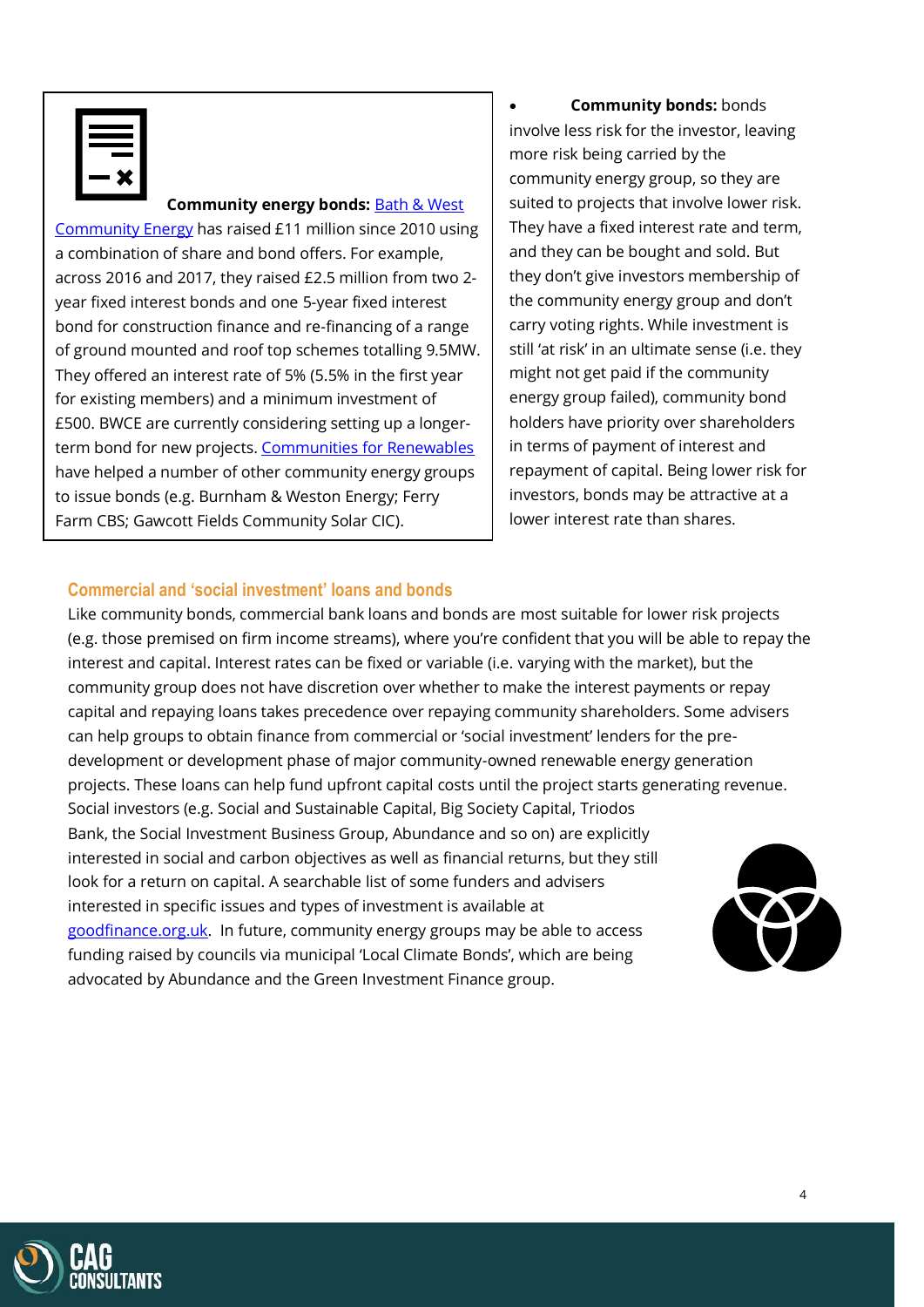**Community energy bonds:** Bath & West Community Energy has raised £11 million since 2010 using a combination of share and bond offers. For example, across 2016 and 2017, they raised £2.5 million from two 2-year fixed interest bonds and one 5-year fixed interest bond for construction finance and re-financing of a range of ground mounted and roof top schemes totalling 9.5MW. They offered an interest rate of 5% (5.5% in the first year for existing members) and a minimum investment of £500. BWCE are currently considering setting up a longer-term bond for new projects. Communities for Renewables have helped a number of other community energy groups to issue bonds (e.g. Burnham & Weston Energy; Ferry Farm CBS; Gawcott Fields Community Solar CIC).

- **Community bonds:** bonds involve less risk for the investor, leaving more risk being carried by the community energy group, so they are suited to projects that involve lower risk. They have a fixed interest rate and term, and they can be bought and sold. But they don't give investors membership of the community energy group and don't carry voting rights. While investment is still 'at risk' in an ultimate sense (i.e. they might not get paid if the community energy group failed), community bond holders have priority over shareholders in terms of payment of interest and repayment of capital. Being lower risk for investors, bonds may be attractive at a lower interest rate than shares.

### Commercial and 'social investment' loans and bonds

Like community bonds, commercial bank loans and bonds are most suitable for lower risk projects (e.g. those premised on firm income streams), where you're confident that you will be able to repay the interest and capital. Interest rates can be fixed or variable (i.e. varying with the market), but the community group does not have discretion over whether to make the interest payments or repay capital and repaying loans takes precedence over repaying community shareholders. Some advisers can help groups to obtain finance from commercial or 'social investment' lenders for the pre-development or development phase of major community-owned renewable energy generation projects. These loans can help fund upfront capital costs until the project starts generating revenue. Social investors (e.g. Social and Sustainable Capital, Big Society Capital, Triodos Bank, the Social Investment Business Group, Abundance and so on) are explicitly interested in social and carbon objectives as well as financial returns, but they still look for a return on capital. A searchable list of some funders and advisers interested in specific issues and types of investment is available at goodfinance.org.uk. In future, community energy groups may be able to access funding raised by councils via municipal 'Local Climate Bonds', which are being advocated by Abundance and the Green Investment Finance group.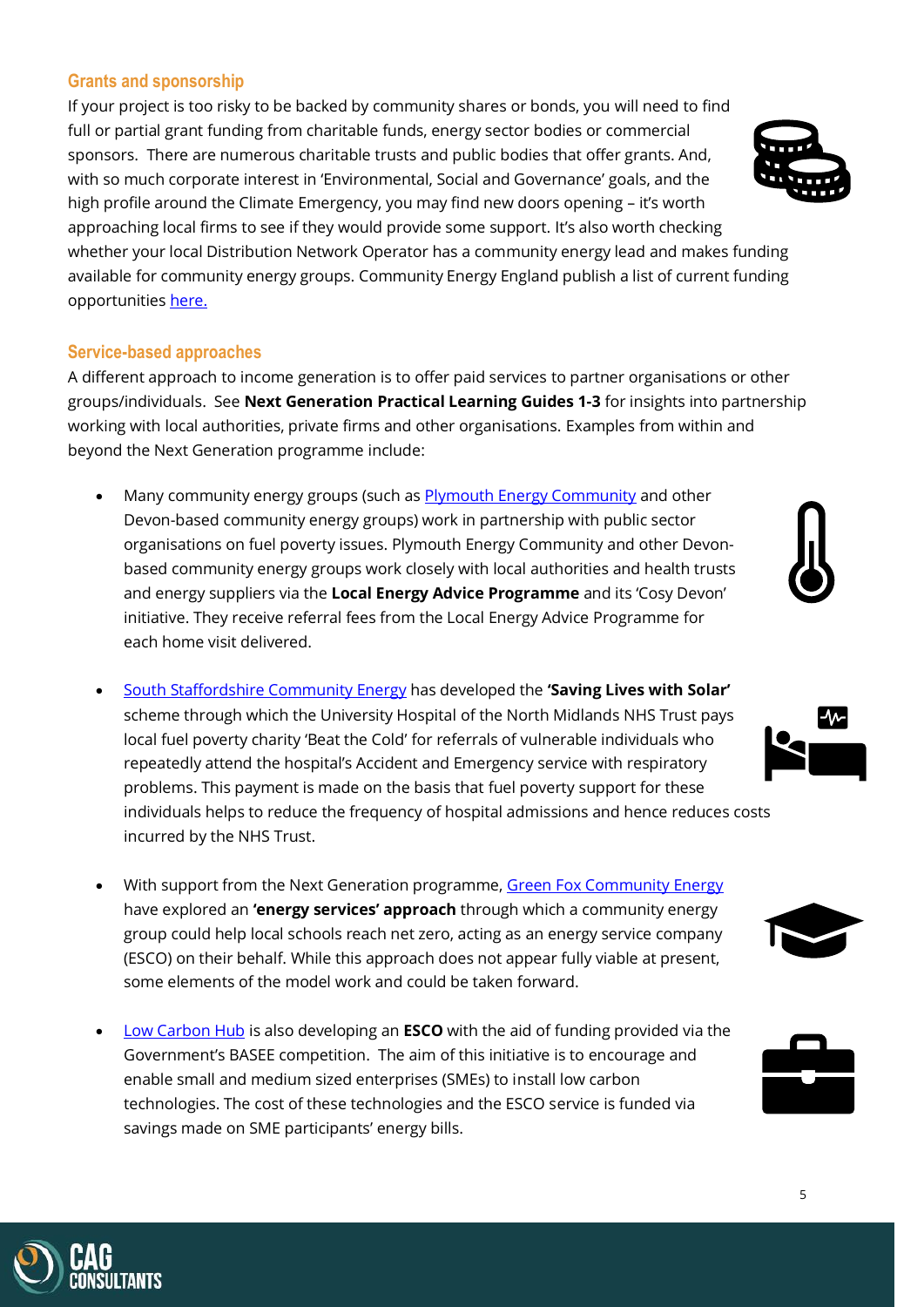### Grants and sponsorship

If your project is too risky to be backed by community shares or bonds, you will need to find full or partial grant funding from charitable funds, energy sector bodies or commercial sponsors. There are numerous charitable trusts and public bodies that offer grants. And, with so much corporate interest in 'Environmental, Social and Governance' goals, and the high profile around the Climate Emergency, you may find new doors opening – it's worth approaching local firms to see if they would provide some support. It's also worth checking whether your local Distribution Network Operator has a community energy lead and makes funding available for community energy groups. Community Energy England publish a list of current funding opportunities here.

### Service-based approaches

A different approach to income generation is to offer paid services to partner organisations or other groups/individuals. See **Next Generation Practical Learning Guides 1-3** for insights into partnership working with local authorities, private firms and other organisations. Examples from within and beyond the Next Generation programme include:

- Many community energy groups (such as Plymouth Energy Community and other Devon-based community energy groups) work in partnership with public sector organisations on fuel poverty issues. Plymouth Energy Community and other Devon-based community energy groups work closely with local authorities and health trusts and energy suppliers via the **Local Energy Advice Programme** and its 'Cosy Devon' initiative. They receive referral fees from the Local Energy Advice Programme for each home visit delivered.

- South Staffordshire Community Energy has developed the **'Saving Lives with Solar'** scheme through which the University Hospital of the North Midlands NHS Trust pays local fuel poverty charity 'Beat the Cold' for referrals of vulnerable individuals who repeatedly attend the hospital's Accident and Emergency service with respiratory problems. This payment is made on the basis that fuel poverty support for these individuals helps to reduce the frequency of hospital admissions and hence reduces costs incurred by the NHS Trust.

- With support from the Next Generation programme, Green Fox Community Energy have explored an **'energy services' approach** through which a community energy group could help local schools reach net zero, acting as an energy service company (ESCO) on their behalf. While this approach does not appear fully viable at present, some elements of the model work and could be taken forward.

- Low Carbon Hub is also developing an **ESCO** with the aid of funding provided via the Government's BASEE competition. The aim of this initiative is to encourage and enable small and medium sized enterprises (SMEs) to install low carbon technologies. The cost of these technologies and the ESCO service is funded via savings made on SME participants' energy bills.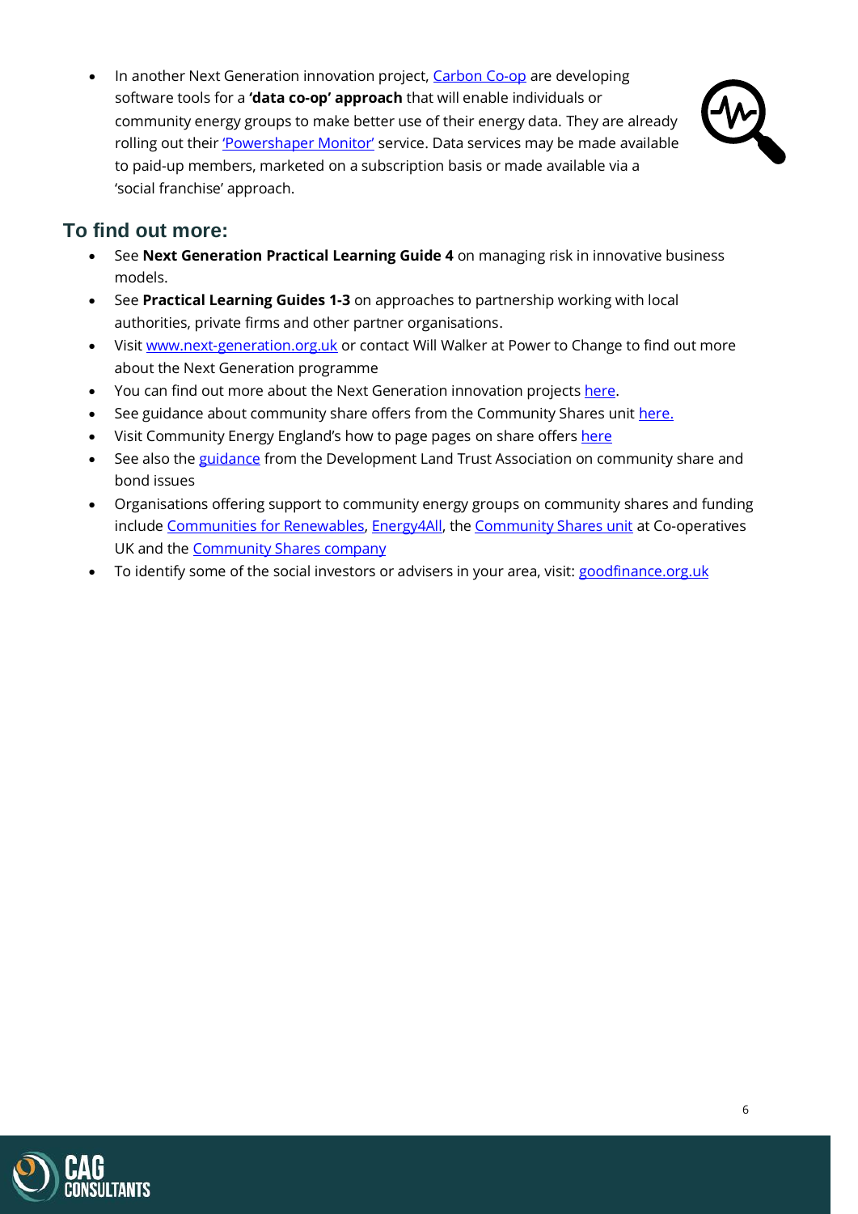- In another Next Generation innovation project, Carbon Co-op are developing software tools for a **'data co-op' approach** that will enable individuals or community energy groups to make better use of their energy data. They are already rolling out their 'Powershaper Monitor' service. Data services may be made available to paid-up members, marketed on a subscription basis or made available via a 'social franchise' approach.

## To find out more:

- See **Next Generation Practical Learning Guide 4** on managing risk in innovative business models.
- See **Practical Learning Guides 1-3** on approaches to partnership working with local authorities, private firms and other partner organisations.
- Visit www.next-generation.org.uk or contact Will Walker at Power to Change to find out more about the Next Generation programme
- You can find out more about the Next Generation innovation projects here.
- See guidance about community share offers from the Community Shares unit here.
- Visit Community Energy England's how to page pages on share offers here
- See also the guidance from the Development Land Trust Association on community share and bond issues
- Organisations offering support to community energy groups on community shares and funding include Communities for Renewables, Energy4All, the Community Shares unit at Co-operatives UK and the Community Shares company
- To identify some of the social investors or advisers in your area, visit: goodfinance.org.uk